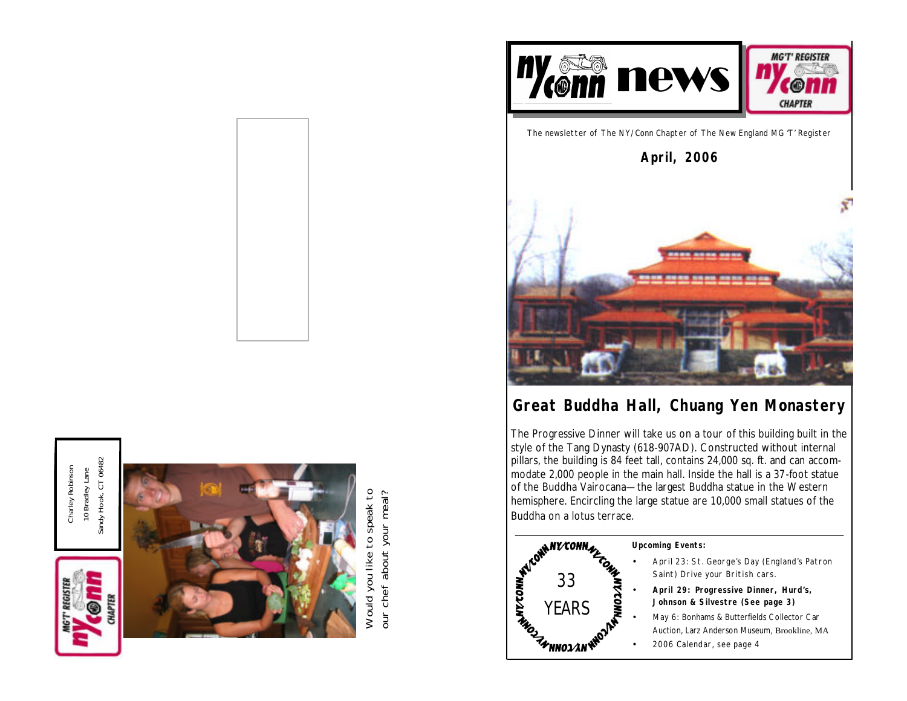Charley Robinson
10 Bradley Lane
Sandy Hook, CT 06482

Would you like to speak to our chef about your meal?

# ny/conn news

The newsletter of The NY/Conn Chapter of The New England MG 'T' Register

**April, 2006**

## Great Buddha Hall, Chuang Yen Monastery

The Progressive Dinner will take us on a tour of this building built in the style of the Tang Dynasty (618-907AD). Constructed without internal pillars, the building is 84 feet tall, contains 24,000 sq. ft. and can accommodate 2,000 people in the main hall. Inside the hall is a 37-foot statue of the Buddha Vairocana—the largest Buddha statue in the Western hemisphere. Encircling the large statue are 10,000 small statues of the Buddha on a lotus terrace.

33 YEARS

**Upcoming Events:**

- April 23: St. George's Day (England's Patron Saint) Drive your British cars.
- **April 29: Progressive Dinner, Hurd's, Johnson & Silvestre (See page 3)**
- May 6: Bonhams & Butterfields Collector Car Auction, Larz Anderson Museum, Brookline, MA
- 2006 Calendar, see page 4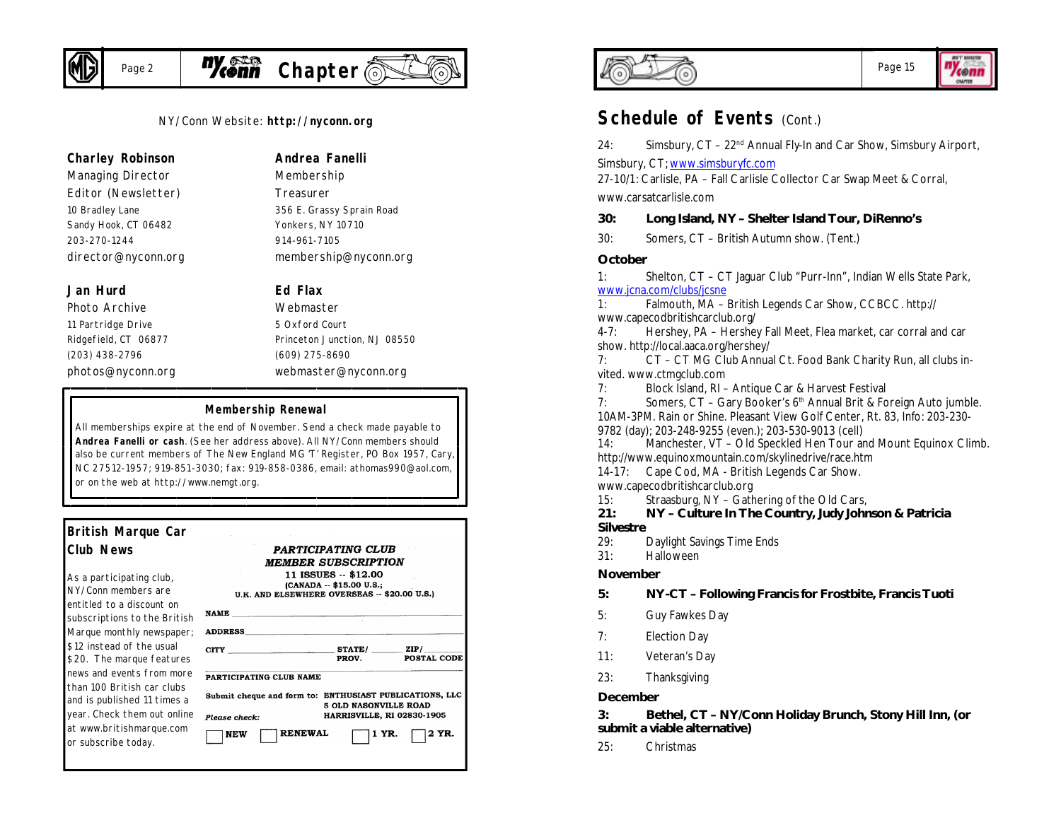NY/Conn Website: **http://nyconn.org**

**Charley Robinson**
Managing Director
Editor (Newsletter)
10 Bradley Lane
Sandy Hook, CT 06482
203-270-1244
director@nyconn.org

**Andrea Fanelli**
Membership
Treasurer
356 E. Grassy Sprain Road
Yonkers, NY 10710
914-961-7105
membership@nyconn.org

**Jan Hurd**
Photo Archive
11 Partridge Drive
Ridgefield, CT 06877
(203) 438-2796
photos@nyconn.org

**Ed Flax**
Webmaster
5 Oxford Court
Princeton Junction, NJ 08550
(609) 275-8690
webmaster@nyconn.org

### Membership Renewal

All memberships expire at the end of November. Send a check made payable to **Andrea Fanelli or cash**. (See her address above). All NY/Conn members should also be current members of The New England MG 'T' Register, PO Box 1957, Cary, NC 27512-1957; 919-851-3030; fax: 919-858-0386, email: athomas990@aol.com, or on the web at http://www.nemgt.org.

### British Marque Car Club News

As a participating club, NY/Conn members are entitled to a discount on subscriptions to the British Marque monthly newspaper; $12 instead of the usual $20. The marque features news and events from more than 100 British car clubs and is published 11 times a year. Check them out online at www.britishmarque.com or subscribe today.

*PARTICIPATING CLUB*
*MEMBER SUBSCRIPTION*
11 ISSUES -- $12.00
(CANADA -- $15.00 U.S.;
U.K. AND ELSEWHERE OVERSEAS -- $20.00 U.S.)

NAME ______________________

ADDRESS ______________________

CITY ____________ STATE/PROV. ______ ZIP/POSTAL CODE ______

PARTICIPATING CLUB NAME ______________________

Submit cheque and form to: ENTHUSIAST PUBLICATIONS, LLC
5 OLD NASONVILLE ROAD
HARRISVILLE, RI 02830-1905

*Please check:*
☐ NEW ☐ RENEWAL ☐ 1 YR. ☐ 2 YR.

## Schedule of Events (Cont.)

24: Simsbury, CT – 22nd Annual Fly-In and Car Show, Simsbury Airport, Simsbury, CT; www.simsburyfc.com

27-10/1: Carlisle, PA – Fall Carlisle Collector Car Swap Meet & Corral, www.carsatcarlisle.com

**30: Long Island, NY – Shelter Island Tour, DiRenno's**

30: Somers, CT – British Autumn show. (Tent.)

### October

1: Shelton, CT – CT Jaguar Club "Purr-Inn", Indian Wells State Park, www.jcna.com/clubs/jcsne

1: Falmouth, MA – British Legends Car Show, CCBCC. http://www.capecodbritishcarclub.org/

4-7: Hershey, PA – Hershey Fall Meet, Flea market, car corral and car show. http://local.aaca.org/hershey/

7: CT – CT MG Club Annual Ct. Food Bank Charity Run, all clubs invited. www.ctmgclub.com

7: Block Island, RI – Antique Car & Harvest Festival

7: Somers, CT – Gary Booker's 6th Annual Brit & Foreign Auto jumble. 10AM-3PM. Rain or Shine. Pleasant View Golf Center, Rt. 83, Info: 203-230-9782 (day); 203-248-9255 (even.); 203-530-9013 (cell)

14: Manchester, VT – Old Speckled Hen Tour and Mount Equinox Climb. http://www.equinoxmountain.com/skylinedrive/race.htm

14-17: Cape Cod, MA - British Legends Car Show. www.capecodbritishcarclub.org

15: Straasburg, NY – Gathering of the Old Cars,

**21: NY – Culture In The Country, Judy Johnson & Patricia Silvestre**

29: Daylight Savings Time Ends

31: Halloween

### November

**5: NY-CT – Following Francis for Frostbite, Francis Tuoti**

5: Guy Fawkes Day

7: Election Day

11: Veteran's Day

23: Thanksgiving

### December

**3: Bethel, CT – NY/Conn Holiday Brunch, Stony Hill Inn, (or submit a viable alternative)**

25: Christmas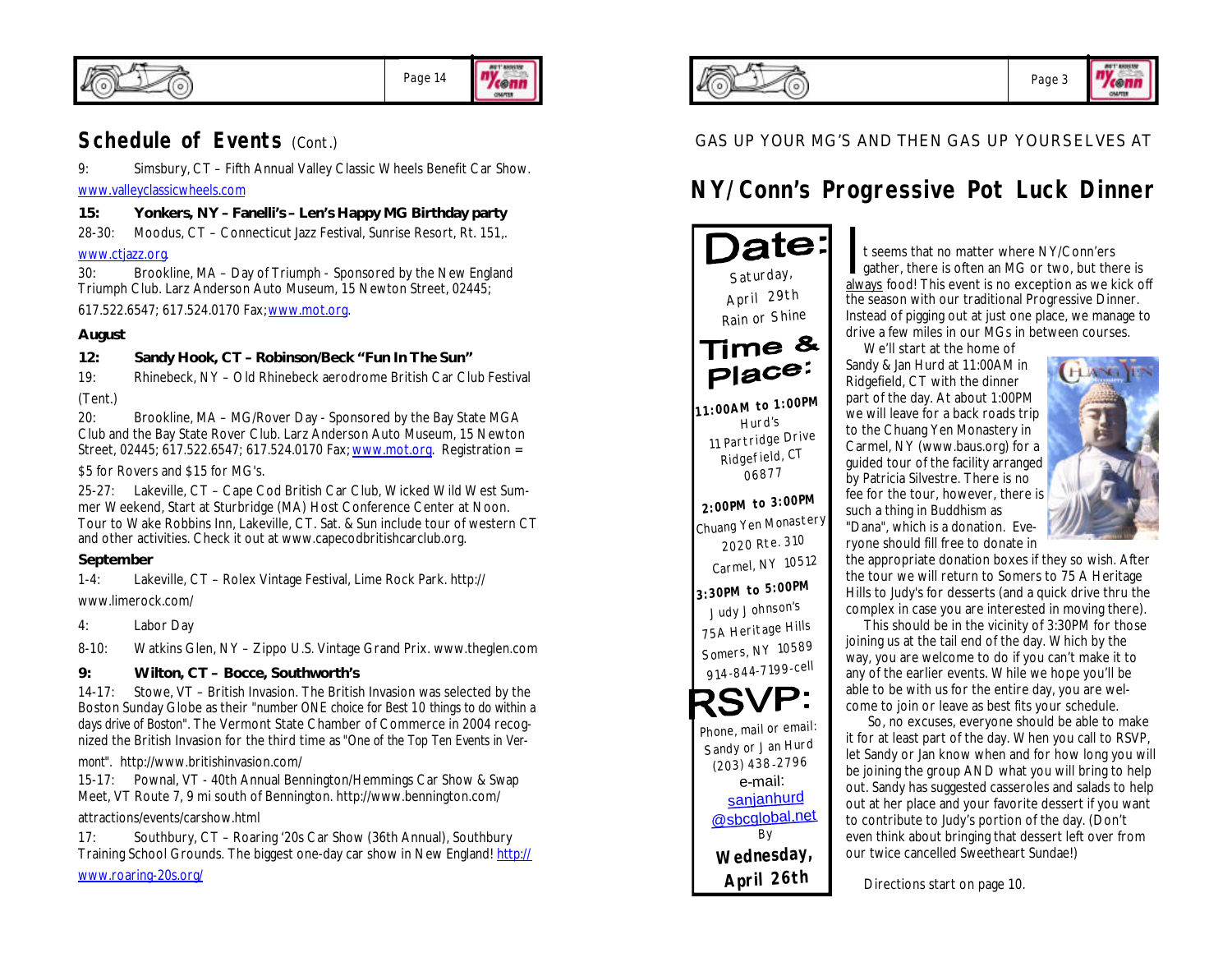## Schedule of Events (Cont.)

9: Simsbury, CT – Fifth Annual Valley Classic Wheels Benefit Car Show. www.valleyclassicwheels.com

**15: Yonkers, NY – Fanelli's – Len's Happy MG Birthday party**

28-30: Moodus, CT – Connecticut Jazz Festival, Sunrise Resort, Rt. 151,. www.ctjazz.org.

30: Brookline, MA – Day of Triumph - Sponsored by the New England Triumph Club. Larz Anderson Auto Museum, 15 Newton Street, 02445; 617.522.6547; 617.524.0170 Fax; www.mot.org.

**August**

**12: Sandy Hook, CT – Robinson/Beck "Fun In The Sun"**

19: Rhinebeck, NY – Old Rhinebeck aerodrome British Car Club Festival (Tent.)

20: Brookline, MA – MG/Rover Day - Sponsored by the Bay State MGA Club and the Bay State Rover Club. Larz Anderson Auto Museum, 15 Newton Street, 02445; 617.522.6547; 617.524.0170 Fax; www.mot.org. Registration = $5 for Rovers and $15 for MG's.

25-27: Lakeville, CT – Cape Cod British Car Club, Wicked Wild West Summer Weekend, Start at Sturbridge (MA) Host Conference Center at Noon. Tour to Wake Robbins Inn, Lakeville, CT. Sat. & Sun include tour of western CT and other activities. Check it out at www.capecodbritishcarclub.org.

**September**

1-4: Lakeville, CT – Rolex Vintage Festival, Lime Rock Park. http://www.limerock.com/

4: Labor Day

8-10: Watkins Glen, NY – Zippo U.S. Vintage Grand Prix. www.theglen.com

**9: Wilton, CT – Bocce, Southworth's**

14-17: Stowe, VT – British Invasion. The British Invasion was selected by the Boston Sunday Globe as their "number ONE choice for Best 10 things to do within a days drive of Boston". The Vermont State Chamber of Commerce in 2004 recognized the British Invasion for the third time as "One of the Top Ten Events in Vermont". http://www.britishinvasion.com/

15-17: Pownal, VT - 40th Annual Bennington/Hemmings Car Show & Swap Meet, VT Route 7, 9 mi south of Bennington. http://www.bennington.com/attractions/events/carshow.html

17: Southbury, CT – Roaring '20s Car Show (36th Annual), Southbury Training School Grounds. The biggest one-day car show in New England! http://www.roaring-20s.org/

GAS UP YOUR MG'S AND THEN GAS UP YOURSELVES AT

## NY/Conn's Progressive Pot Luck Dinner

**Date:**
Saturday, April 29th
Rain or Shine

**Time & Place:**

**11:00AM to 1:00PM**
Hurd's
11 Partridge Drive
Ridgefield, CT 06877

**2:00PM to 3:00PM**
Chuang Yen Monastery
2020 Rte. 310
Carmel, NY 10512

**3:30PM to 5:00PM**
Judy Johnson's
75A Heritage Hills
Somers, NY 10589
914-844-7199-cell

**RSVP:**
Phone, mail or email:
Sandy or Jan Hurd
(203) 438-2796
e-mail: sanjanhurd@sbcglobal.net
By **Wednesday, April 26th**

It seems that no matter where NY/Conn'ers gather, there is often an MG or two, but there is always food! This event is no exception as we kick off the season with our traditional Progressive Dinner. Instead of pigging out at just one place, we manage to drive a few miles in our MGs in between courses.

We'll start at the home of Sandy & Jan Hurd at 11:00AM in Ridgefield, CT with the dinner part of the day. At about 1:00PM we will leave for a back roads trip to the Chuang Yen Monastery in Carmel, NY (www.baus.org) for a guided tour of the facility arranged by Patricia Silvestre. There is no fee for the tour, however, there is such a thing in Buddhism as "Dana", which is a donation. Everyone should fill free to donate in the appropriate donation boxes if they so wish. After the tour we will return to Somers to 75 A Heritage Hills to Judy's for desserts (and a quick drive thru the complex in case you are interested in moving there).

This should be in the vicinity of 3:30PM for those joining us at the tail end of the day. Which by the way, you are welcome to do if you can't make it to any of the earlier events. While we hope you'll be able to be with us for the entire day, you are welcome to join or leave as best fits your schedule.

So, no excuses, everyone should be able to make it for at least part of the day. When you call to RSVP, let Sandy or Jan know when and for how long you will be joining the group AND what you will bring to help out. Sandy has suggested casseroles and salads to help out at her place and your favorite dessert if you want to contribute to Judy's portion of the day. (Don't even think about bringing that dessert left over from our twice cancelled Sweetheart Sundae!)

Directions start on page 10.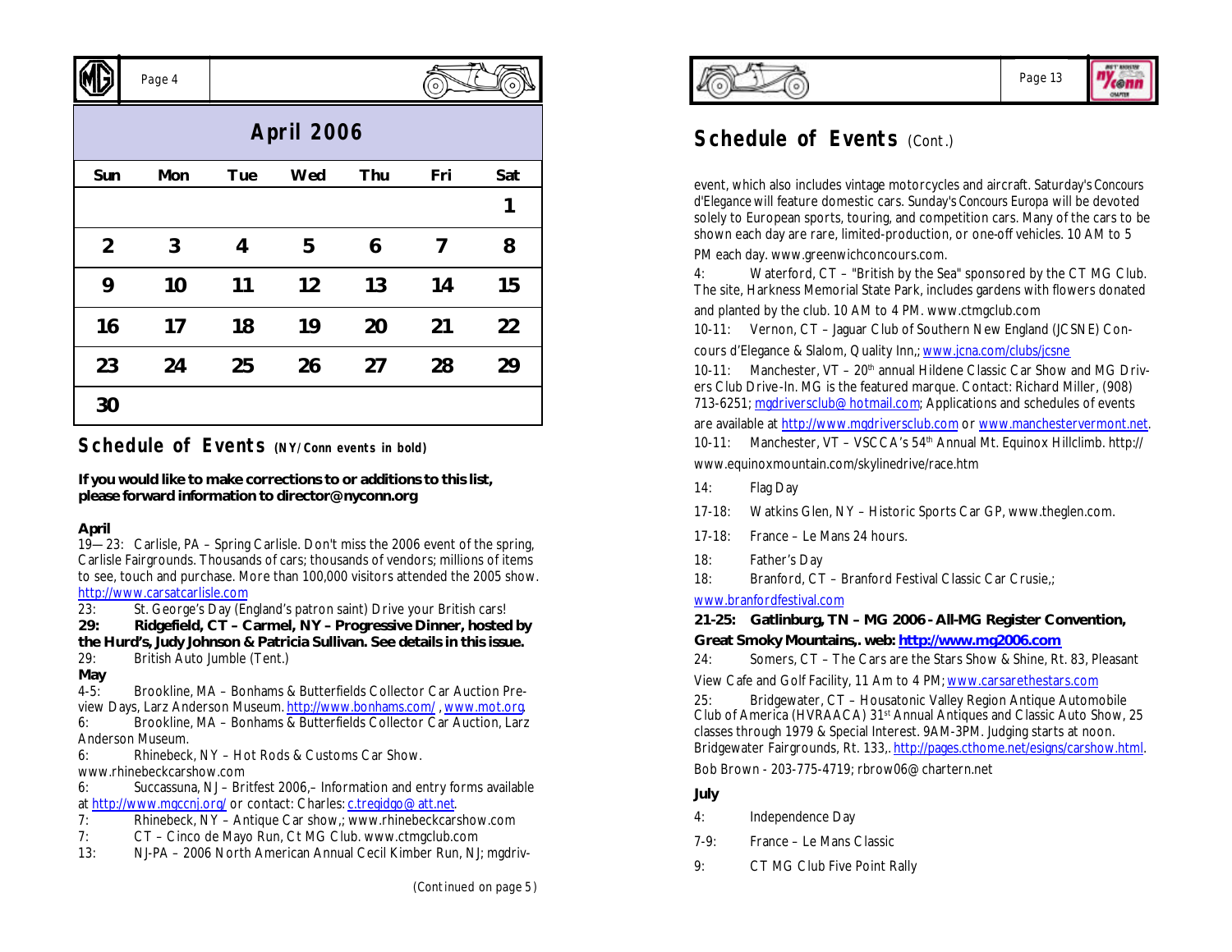## April 2006

| Sun | Mon | Tue | Wed | Thu | Fri | Sat |
|---|---|---|---|---|---|---|
| | | | | | | 1 |
| 2 | 3 | 4 | 5 | 6 | 7 | 8 |
| 9 | 10 | 11 | 12 | 13 | 14 | 15 |
| 16 | 17 | 18 | 19 | 20 | 21 | 22 |
| 23 | 24 | 25 | 26 | 27 | 28 | 29 |
| 30 | | | | | | |

## Schedule of Events (NY/Conn events in bold)

**If you would like to make corrections to or additions to this list, please forward information to director@nyconn.org**

**April**

19—23: Carlisle, PA – Spring Carlisle. Don't miss the 2006 event of the spring, Carlisle Fairgrounds. Thousands of cars; thousands of vendors; millions of items to see, touch and purchase. More than 100,000 visitors attended the 2005 show. http://www.carsatcarlisle.com

23: St. George's Day (England's patron saint) Drive your British cars!

**29: Ridgefield, CT – Carmel, NY – Progressive Dinner, hosted by the Hurd's, Judy Johnson & Patricia Sullivan. See details in this issue.**

29: British Auto Jumble (Tent.)

**May**

4-5: Brookline, MA – Bonhams & Butterfields Collector Car Auction Preview Days, Larz Anderson Museum. http://www.bonhams.com/ , www.mot.org.

6: Brookline, MA – Bonhams & Butterfields Collector Car Auction, Larz Anderson Museum.

6: Rhinebeck, NY – Hot Rods & Customs Car Show. www.rhinebeckcarshow.com

6: Succassuna, NJ – Britfest 2006,– Information and entry forms available at http://www.mgccnj.org/ or contact: Charles: c.tregidgo@att.net.

7: Rhinebeck, NY – Antique Car show,; www.rhinebeckcarshow.com

7: CT – Cinco de Mayo Run, Ct MG Club. www.ctmgclub.com

13: NJ-PA – 2006 North American Annual Cecil Kimber Run, NJ; mgdriv-

(Continued on page 5)

## Schedule of Events (Cont.)

event, which also includes vintage motorcycles and aircraft. Saturday's Concours d'Elegance will feature domestic cars. Sunday's Concours Europa will be devoted solely to European sports, touring, and competition cars. Many of the cars to be shown each day are rare, limited-production, or one-off vehicles. 10 AM to 5 PM each day. www.greenwichconcours.com.

4: Waterford, CT – "British by the Sea" sponsored by the CT MG Club. The site, Harkness Memorial State Park, includes gardens with flowers donated and planted by the club. 10 AM to 4 PM. www.ctmgclub.com

10-11: Vernon, CT – Jaguar Club of Southern New England (JCSNE) Concours d'Elegance & Slalom, Quality Inn,; www.jcna.com/clubs/jcsne

10-11: Manchester, VT – 20th annual Hildene Classic Car Show and MG Drivers Club Drive-In. MG is the featured marque. Contact: Richard Miller, (908) 713-6251; mgdriversclub@hotmail.com; Applications and schedules of events are available at http://www.mgdriversclub.com or www.manchestervermont.net.

10-11: Manchester, VT – VSCCA's 54th Annual Mt. Equinox Hillclimb. http://www.equinoxmountain.com/skylinedrive/race.htm

14: Flag Day

17-18: Watkins Glen, NY – Historic Sports Car GP, www.theglen.com.

17-18: France – Le Mans 24 hours.

18: Father's Day

18: Branford, CT – Branford Festival Classic Car Crusie,; www.branfordfestival.com

**21-25: Gatlinburg, TN – MG 2006 - All-MG Register Convention, Great Smoky Mountains,. web: http://www.mg2006.com**

24: Somers, CT – The Cars are the Stars Show & Shine, Rt. 83, Pleasant View Cafe and Golf Facility, 11 Am to 4 PM; www.carsarethestars.com

25: Bridgewater, CT – Housatonic Valley Region Antique Automobile Club of America (HVRAACA) 31st Annual Antiques and Classic Auto Show, 25 classes through 1979 & Special Interest. 9AM-3PM. Judging starts at noon. Bridgewater Fairgrounds, Rt. 133,. http://pages.cthome.net/esigns/carshow.html. Bob Brown - 203-775-4719; rbrow06@chartern.net

**July**

4: Independence Day

7-9: France – Le Mans Classic

9: CT MG Club Five Point Rally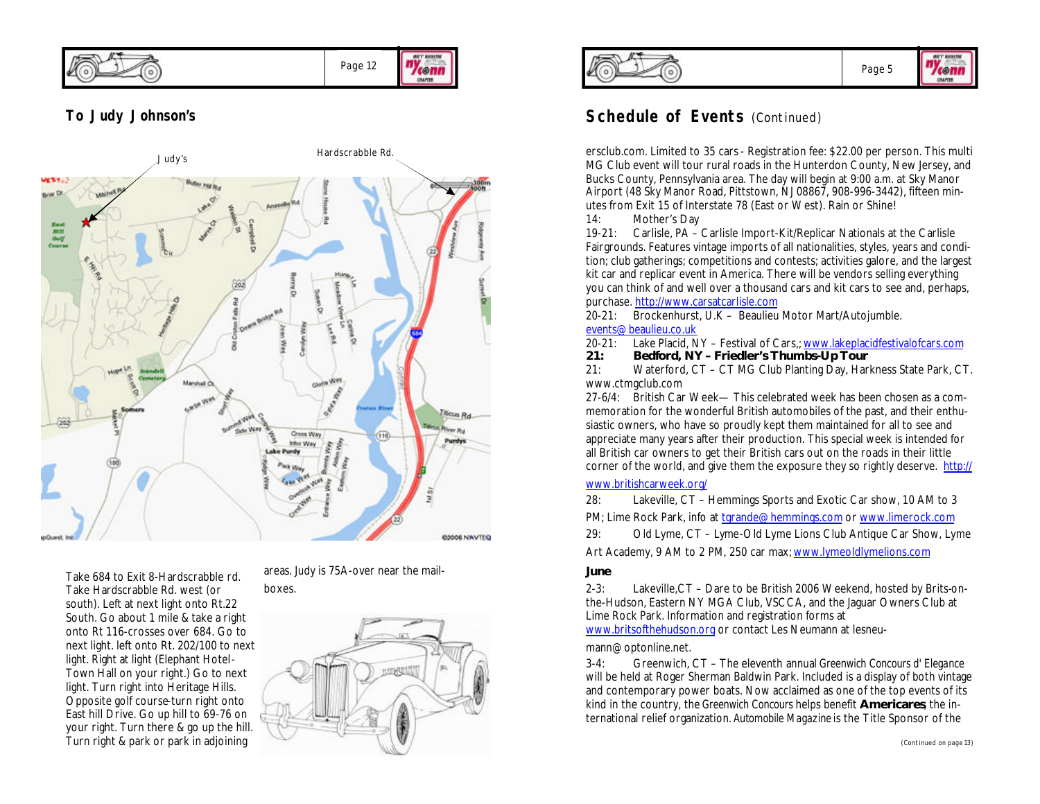## To Judy Johnson's

Judy's

Hardscrabble Rd.

Take 684 to Exit 8-Hardscrabble rd. Take Hardscrabble Rd. west (or south). Left at next light onto Rt.22 South. Go about 1 mile & take a right onto Rt 116-crosses over 684. Go to next light. left onto Rt. 202/100 to next light. Right at light (Elephant Hotel-Town Hall on your right.) Go to next light. Turn right into Heritage Hills. Opposite golf course-turn right onto East hill Drive. Go up hill to 69-76 on your right. Turn there & go up the hill. Turn right & park or park in adjoining areas. Judy is 75A-over near the mail-boxes.

## Schedule of Events (Continued)

ersclub.com. Limited to 35 cars - Registration fee: $22.00 per person. This multi MG Club event will tour rural roads in the Hunterdon County, New Jersey, and Bucks County, Pennsylvania area. The day will begin at 9:00 a.m. at Sky Manor Airport (48 Sky Manor Road, Pittstown, NJ 08867, 908-996-3442), fifteen minutes from Exit 15 of Interstate 78 (East or West). Rain or Shine!

14: Mother's Day

19-21: Carlisle, PA – Carlisle Import-Kit/Replicar Nationals at the Carlisle Fairgrounds. Features vintage imports of all nationalities, styles, years and condition; club gatherings; competitions and contests; activities galore, and the largest kit car and replicar event in America. There will be vendors selling everything you can think of and well over a thousand cars and kit cars to see and, perhaps, purchase. http://www.carsatcarlisle.com

20-21: Brockenhurst, U.K – Beaulieu Motor Mart/Autojumble. events@beaulieu.co.uk

20-21: Lake Placid, NY – Festival of Cars,; www.lakeplacidfestivalofcars.com

**21: Bedford, NY – Friedler's Thumbs-Up Tour**

21: Waterford, CT – CT MG Club Planting Day, Harkness State Park, CT. www.ctmgclub.com

27-6/4: British Car Week— This celebrated week has been chosen as a commemoration for the wonderful British automobiles of the past, and their enthusiastic owners, who have so proudly kept them maintained for all to see and appreciate many years after their production. This special week is intended for all British car owners to get their British cars out on the roads in their little corner of the world, and give them the exposure they so rightly deserve. http://www.britishcarweek.org/

28: Lakeville, CT – Hemmings Sports and Exotic Car show, 10 AM to 3 PM; Lime Rock Park, info at tgrande@hemmings.com or www.limerock.com

29: Old Lyme, CT – Lyme-Old Lyme Lions Club Antique Car Show, Lyme Art Academy, 9 AM to 2 PM, 250 car max; www.lymeoldlymelions.com

**June**

2-3: Lakeville,CT – Dare to be British 2006 Weekend, hosted by Brits-on-the-Hudson, Eastern NY MGA Club, VSCCA, and the Jaguar Owners Club at Lime Rock Park. Information and registration forms at www.britsofthehudson.org or contact Les Neumann at lesneumann@optonline.net.

3-4: Greenwich, CT – The eleventh annual Greenwich Concours d' Elegance will be held at Roger Sherman Baldwin Park. Included is a display of both vintage and contemporary power boats. Now acclaimed as one of the top events of its kind in the country, the Greenwich Concours helps benefit **Americares**, the international relief organization. Automobile Magazine is the Title Sponsor of the

(Continued on page 13)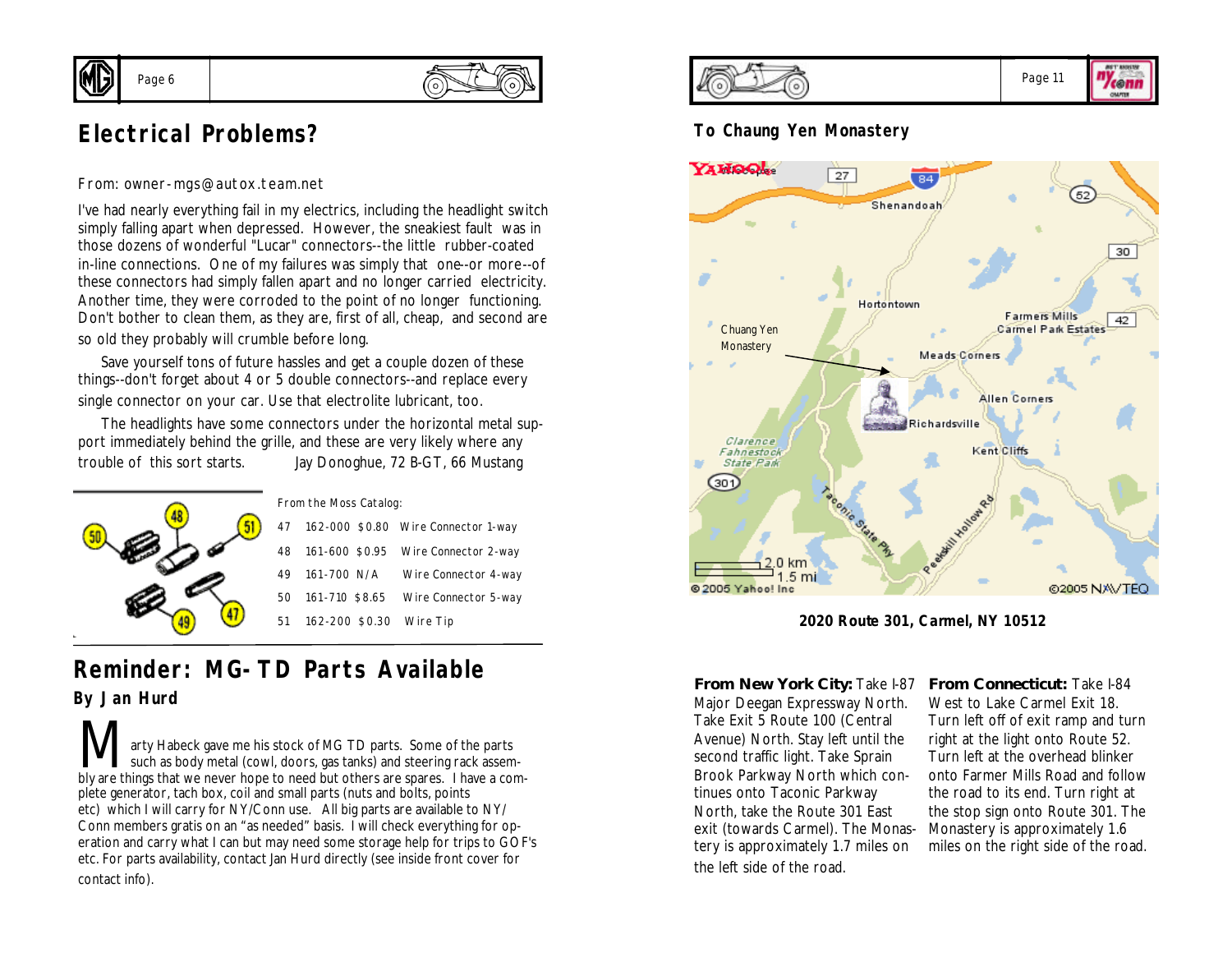## Electrical Problems?

From: owner-mgs@autox.team.net

I've had nearly everything fail in my electrics, including the headlight switch simply falling apart when depressed. However, the sneakiest fault was in those dozens of wonderful "Lucar" connectors--the little rubber-coated in-line connections. One of my failures was simply that one--or more--of these connectors had simply fallen apart and no longer carried electricity. Another time, they were corroded to the point of no longer functioning. Don't bother to clean them, as they are, first of all, cheap, and second are so old they probably will crumble before long.

Save yourself tons of future hassles and get a couple dozen of these things--don't forget about 4 or 5 double connectors--and replace every single connector on your car. Use that electrolite lubricant, too.

The headlights have some connectors under the horizontal metal support immediately behind the grille, and these are very likely where any trouble of this sort starts. Jay Donoghue, 72 B-GT, 66 Mustang

From the Moss Catalog:

| | | | |
|---|---|---|---|
| 47 | 162-000 | $0.80 | Wire Connector 1-way |
| 48 | 161-600 | $0.95 | Wire Connector 2-way |
| 49 | 161-700 | N/A | Wire Connector 4-way |
| 50 | 161-710 | $8.65 | Wire Connector 5-way |
| 51 | 162-200 | $0.30 | Wire Tip |

## Reminder: MG-TD Parts Available

### By Jan Hurd

Marty Habeck gave me his stock of MG TD parts. Some of the parts such as body metal (cowl, doors, gas tanks) and steering rack assembly are things that we never hope to need but others are spares. I have a complete generator, tach box, coil and small parts (nuts and bolts, points etc) which I will carry for NY/Conn use. All big parts are available to NY/Conn members gratis on an "as needed" basis. I will check everything for operation and carry what I can but may need some storage help for trips to GOF's etc. For parts availability, contact Jan Hurd directly (see inside front cover for contact info).

## To Chaung Yen Monastery

2020 Route 301, Carmel, NY 10512

**From New York City:** Take I-87 Major Deegan Expressway North. Take Exit 5 Route 100 (Central Avenue) North. Stay left until the second traffic light. Take Sprain Brook Parkway North which continues onto Taconic Parkway North, take the Route 301 East exit (towards Carmel). The Monastery is approximately 1.7 miles on the left side of the road.

**From Connecticut:** Take I-84 West to Lake Carmel Exit 18. Turn left off of exit ramp and turn right at the light onto Route 52. Turn left at the overhead blinker onto Farmer Mills Road and follow the road to its end. Turn right at the stop sign onto Route 301. The Monastery is approximately 1.6 miles on the right side of the road.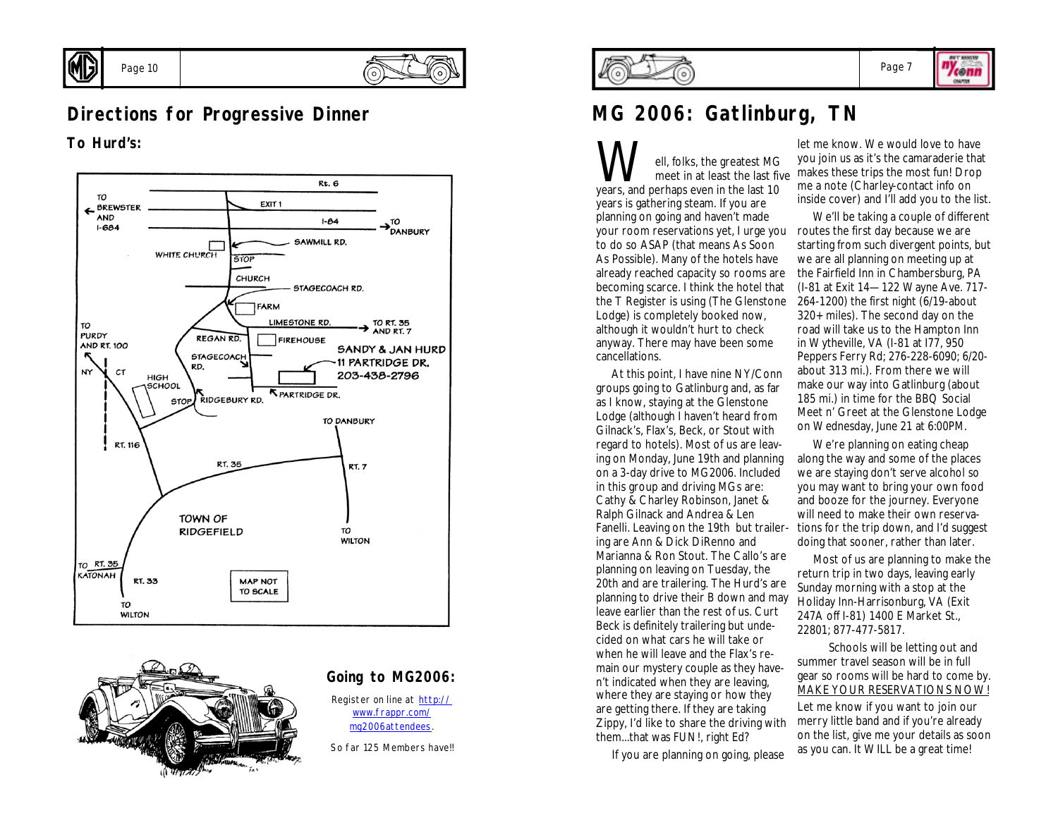## Directions for Progressive Dinner

### To Hurd's:

TO BREWSTER AND I-684

Rt. 6

EXIT 1

I-84

TO DANBURY

SAWMILL RD.

WHITE CHURCH

STOP

CHURCH

STAGECOACH RD.

FARM

LIMESTONE RD.

TO RT. 35 AND RT. 7

TO PURDY AND RT. 100

REGAN RD.

FIREHOUSE

SANDY & JAN HURD
11 PARTRIDGE DR.
203-438-2796

STAGECOACH RD.

NY CT

HIGH SCHOOL

STOP

RIDGEBURY RD.

PARTRIDGE DR.

TO DANBURY

RT. 116

RT. 35

RT. 7

TOWN OF RIDGEFIELD

TO WILTON

TO KATONAH

RT. 35

RT. 33

TO WILTON

MAP NOT TO SCALE

### Going to MG2006:

Register on line at http://www.frappr.com/mg2006attendees.

So far 125 Members have!!

## MG 2006: Gatlinburg, TN

Well, folks, the greatest MG meet in at least the last five years, and perhaps even in the last 10 years is gathering steam. If you are planning on going and haven't made your room reservations yet, I urge you to do so ASAP (that means As Soon As Possible). Many of the hotels have already reached capacity so rooms are becoming scarce. I think the hotel that the T Register is using (The Glenstone Lodge) is completely booked now, although it wouldn't hurt to check anyway. There may have been some cancellations.

At this point, I have nine NY/Conn groups going to Gatlinburg and, as far as I know, staying at the Glenstone Lodge (although I haven't heard from Gilnack's, Flax's, Beck, or Stout with regard to hotels). Most of us are leaving on Monday, June 19th and planning on a 3-day drive to MG2006. Included in this group and driving MGs are: Cathy & Charley Robinson, Janet & Ralph Gilnack and Andrea & Len Fanelli. Leaving on the 19th but trailering are Ann & Dick DiRenno and Marianna & Ron Stout. The Callo's are planning on leaving on Tuesday, the 20th and are trailering. The Hurd's are planning to drive their B down and may leave earlier than the rest of us. Curt Beck is definitely trailering but undecided on what cars he will take or when he will leave and the Flax's remain our mystery couple as they haven't indicated when they are leaving, where they are staying or how they are getting there. If they are taking Zippy, I'd like to share the driving with them...that was FUN!, right Ed?

If you are planning on going, please let me know. We would love to have you join us as it's the camaraderie that makes these trips the most fun! Drop me a note (Charley-contact info on inside cover) and I'll add you to the list.

We'll be taking a couple of different routes the first day because we are starting from such divergent points, but we are all planning on meeting up at the Fairfield Inn in Chambersburg, PA (I-81 at Exit 14—122 Wayne Ave. 717-264-1200) the first night (6/19-about 320+ miles). The second day on the road will take us to the Hampton Inn in Wytheville, VA (I-81 at I77, 950 Peppers Ferry Rd; 276-228-6090; 6/20-about 313 mi.). From there we will make our way into Gatlinburg (about 185 mi.) in time for the BBQ Social Meet n' Greet at the Glenstone Lodge on Wednesday, June 21 at 6:00PM.

We're planning on eating cheap along the way and some of the places we are staying don't serve alcohol so you may want to bring your own food and booze for the journey. Everyone will need to make their own reservations for the trip down, and I'd suggest doing that sooner, rather than later.

Most of us are planning to make the return trip in two days, leaving early Sunday morning with a stop at the Holiday Inn-Harrisonburg, VA (Exit 247A off I-81) 1400 E Market St., 22801; 877-477-5817.

Schools will be letting out and summer travel season will be in full gear so rooms will be hard to come by. MAKE YOUR RESERVATIONS NOW! Let me know if you want to join our merry little band and if you're already on the list, give me your details as soon as you can. It WILL be a great time!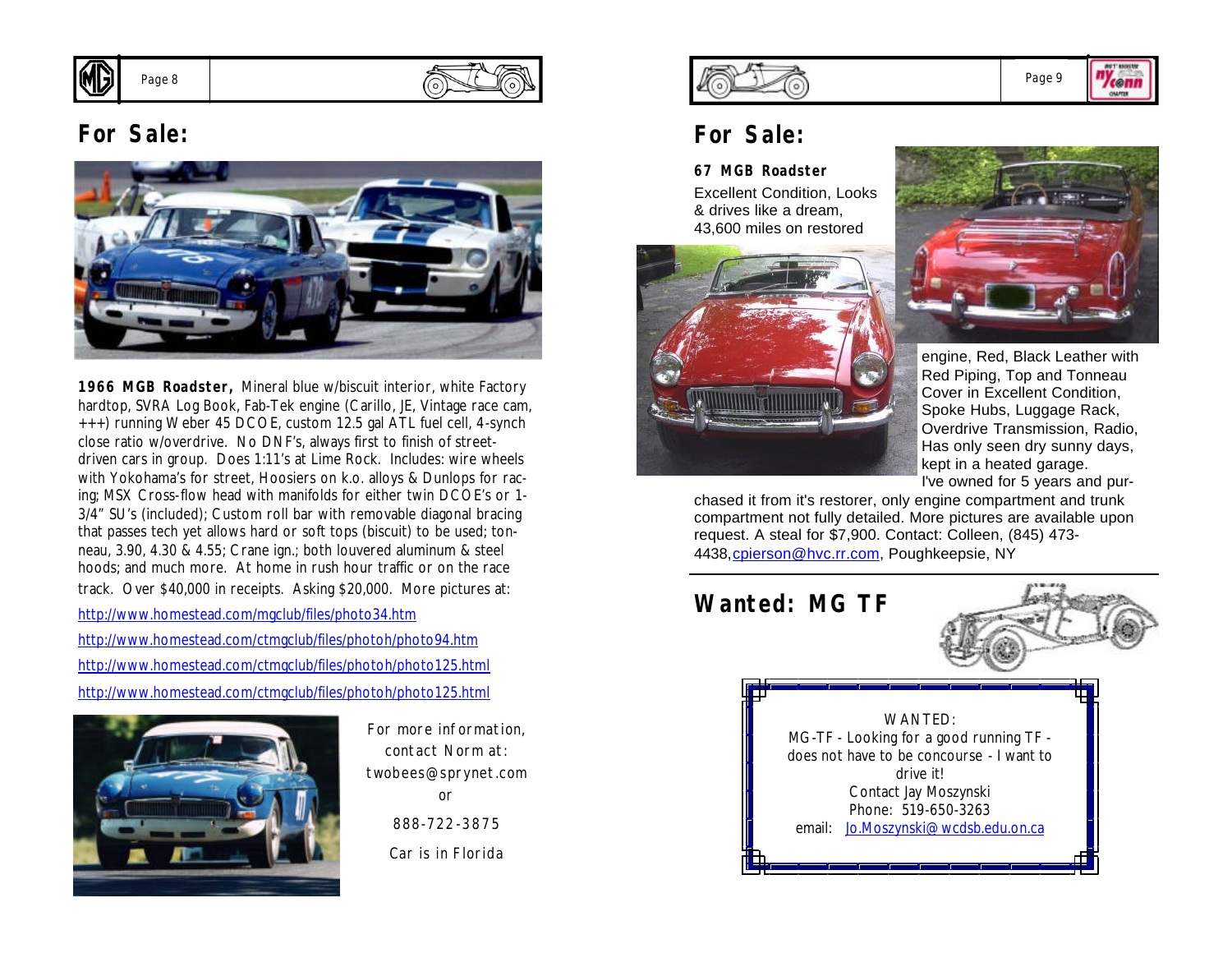## For Sale:

**1966 MGB Roadster,** Mineral blue w/biscuit interior, white Factory hardtop, SVRA Log Book, Fab-Tek engine (Carillo, JE, Vintage race cam, +++) running Weber 45 DCOE, custom 12.5 gal ATL fuel cell, 4-synch close ratio w/overdrive. No DNF's, always first to finish of street-driven cars in group. Does 1:11's at Lime Rock. Includes: wire wheels with Yokohama's for street, Hoosiers on k.o. alloys & Dunlops for racing; MSX Cross-flow head with manifolds for either twin DCOE's or 1-3/4" SU's (included); Custom roll bar with removable diagonal bracing that passes tech yet allows hard or soft tops (biscuit) to be used; tonneau, 3.90, 4.30 & 4.55; Crane ign.; both louvered aluminum & steel hoods; and much more. At home in rush hour traffic or on the race track. Over $40,000 in receipts. Asking $20,000. More pictures at:

http://www.homestead.com/mgclub/files/photo34.htm

http://www.homestead.com/ctmgclub/files/photoh/photo94.htm

http://www.homestead.com/ctmgclub/files/photoh/photo125.html

http://www.homestead.com/ctmgclub/files/photoh/photo125.html

For more information, contact Norm at: twobees@sprynet.com or 888-722-3875

Car is in Florida

## For Sale:

**67 MGB Roadster**

Excellent Condition, Looks & drives like a dream, 43,600 miles on restored engine, Red, Black Leather with Red Piping, Top and Tonneau Cover in Excellent Condition, Spoke Hubs, Luggage Rack, Overdrive Transmission, Radio, Has only seen dry sunny days, kept in a heated garage. I've owned for 5 years and purchased it from it's restorer, only engine compartment and trunk compartment not fully detailed. More pictures are available upon request. A steal for $7,900. Contact: Colleen, (845) 473-4438, cpierson@hvc.rr.com, Poughkeepsie, NY

## Wanted: MG TF

WANTED:
MG-TF - Looking for a good running TF - does not have to be concourse - I want to drive it!
Contact Jay Moszynski
Phone: 519-650-3263
email: Jo.Moszynski@wcdsb.edu.on.ca